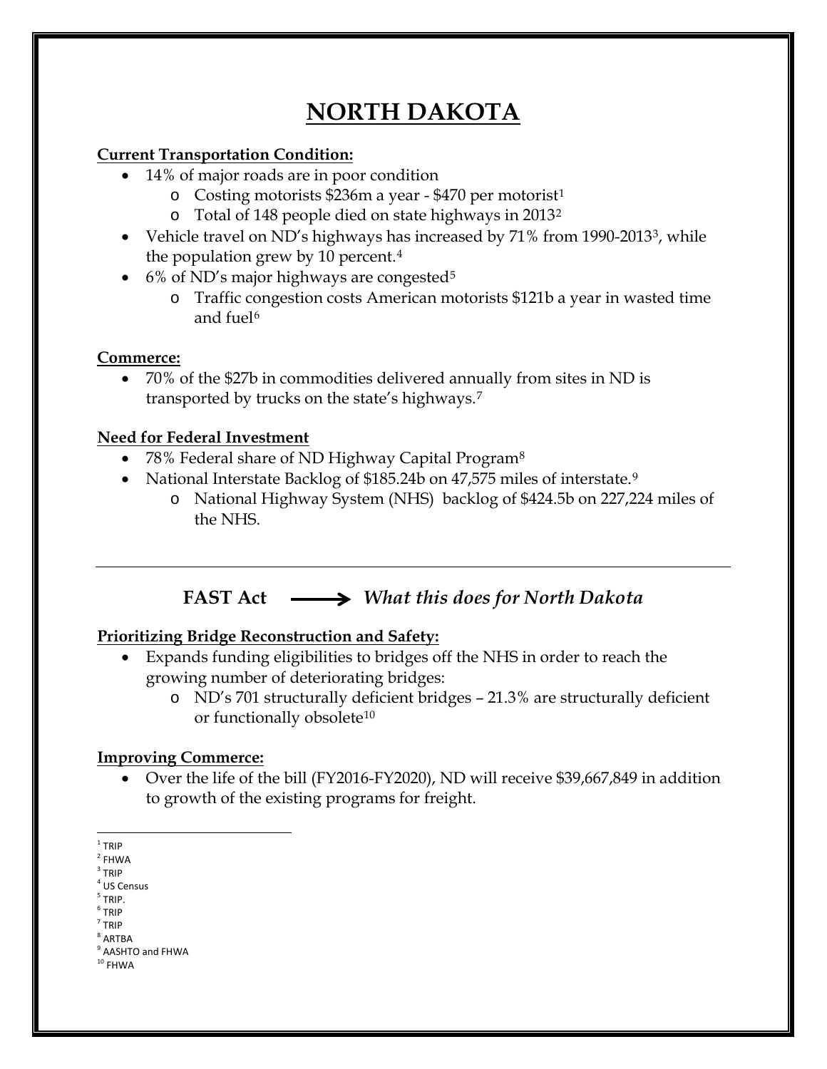# NORTH DAKOTA

**Current Transportation Condition:**

- 14% of major roads are in poor condition
  - Costing motorists $236m a year - $470 per motorist[1]
  - Total of 148 people died on state highways in 2013[2]
- Vehicle travel on ND's highways has increased by 71% from 1990-2013[3], while the population grew by 10 percent.[4]
- 6% of ND's major highways are congested[5]
  - Traffic congestion costs American motorists $121b a year in wasted time and fuel[6]

**Commerce:**

- 70% of the $27b in commodities delivered annually from sites in ND is transported by trucks on the state's highways.[7]

**Need for Federal Investment**

- 78% Federal share of ND Highway Capital Program[8]
- National Interstate Backlog of $185.24b on 47,575 miles of interstate.[9]
  - National Highway System (NHS) backlog of $424.5b on 227,224 miles of the NHS.

---

## FAST Act ⟶ *What this does for North Dakota*

**Prioritizing Bridge Reconstruction and Safety:**

- Expands funding eligibilities to bridges off the NHS in order to reach the growing number of deteriorating bridges:
  - ND's 701 structurally deficient bridges – 21.3% are structurally deficient or functionally obsolete[10]

**Improving Commerce:**

- Over the life of the bill (FY2016-FY2020), ND will receive $39,667,849 in addition to growth of the existing programs for freight.

---

[1] TRIP
[2] FHWA
[3] TRIP
[4] US Census
[5] TRIP.
[6] TRIP
[7] TRIP
[8] ARTBA
[9] AASHTO and FHWA
[10] FHWA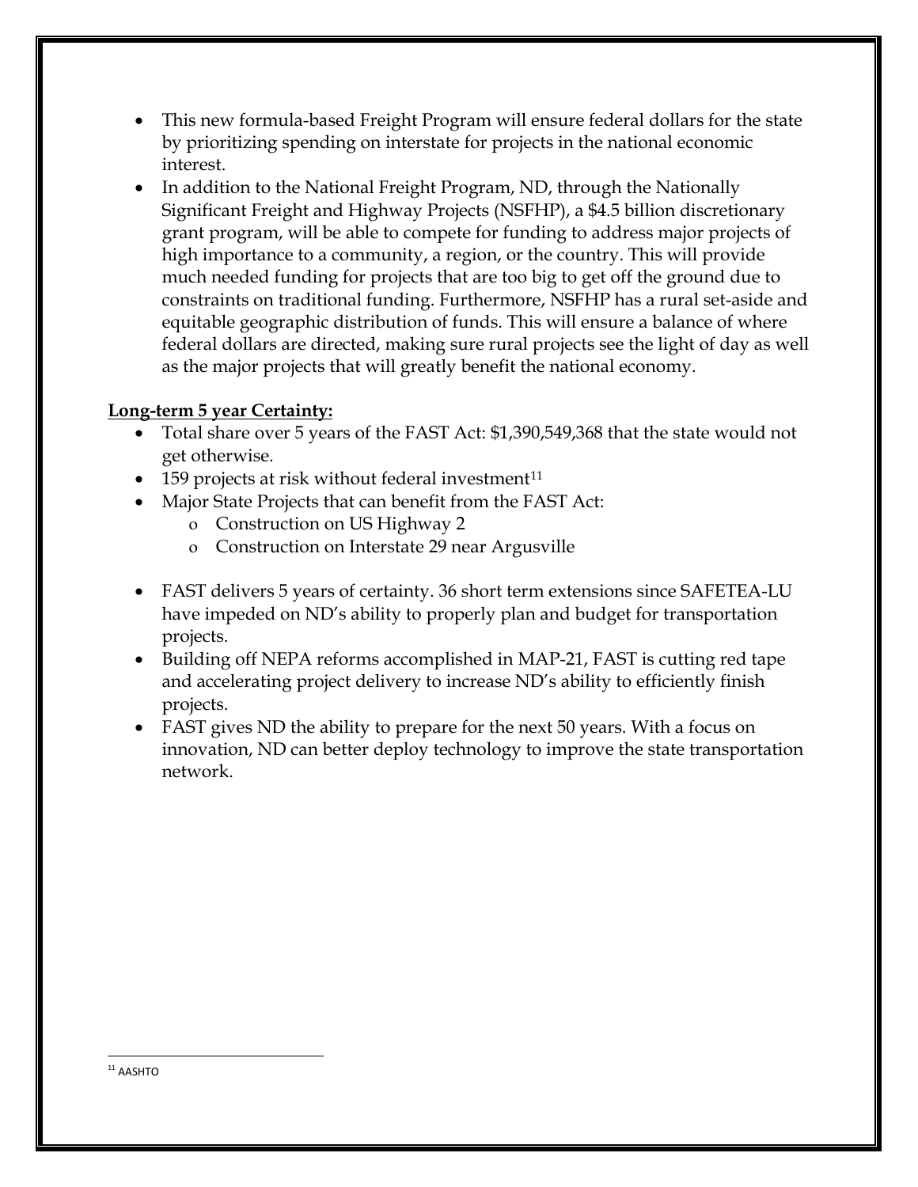- This new formula-based Freight Program will ensure federal dollars for the state by prioritizing spending on interstate for projects in the national economic interest.
- In addition to the National Freight Program, ND, through the Nationally Significant Freight and Highway Projects (NSFHP), a $4.5 billion discretionary grant program, will be able to compete for funding to address major projects of high importance to a community, a region, or the country. This will provide much needed funding for projects that are too big to get off the ground due to constraints on traditional funding. Furthermore, NSFHP has a rural set-aside and equitable geographic distribution of funds. This will ensure a balance of where federal dollars are directed, making sure rural projects see the light of day as well as the major projects that will greatly benefit the national economy.

**Long-term 5 year Certainty:**

- Total share over 5 years of the FAST Act: $1,390,549,368 that the state would not get otherwise.
- 159 projects at risk without federal investment[11]
- Major State Projects that can benefit from the FAST Act:
  - Construction on US Highway 2
  - Construction on Interstate 29 near Argusville
- FAST delivers 5 years of certainty. 36 short term extensions since SAFETEA-LU have impeded on ND's ability to properly plan and budget for transportation projects.
- Building off NEPA reforms accomplished in MAP-21, FAST is cutting red tape and accelerating project delivery to increase ND's ability to efficiently finish projects.
- FAST gives ND the ability to prepare for the next 50 years. With a focus on innovation, ND can better deploy technology to improve the state transportation network.

[11] AASHTO